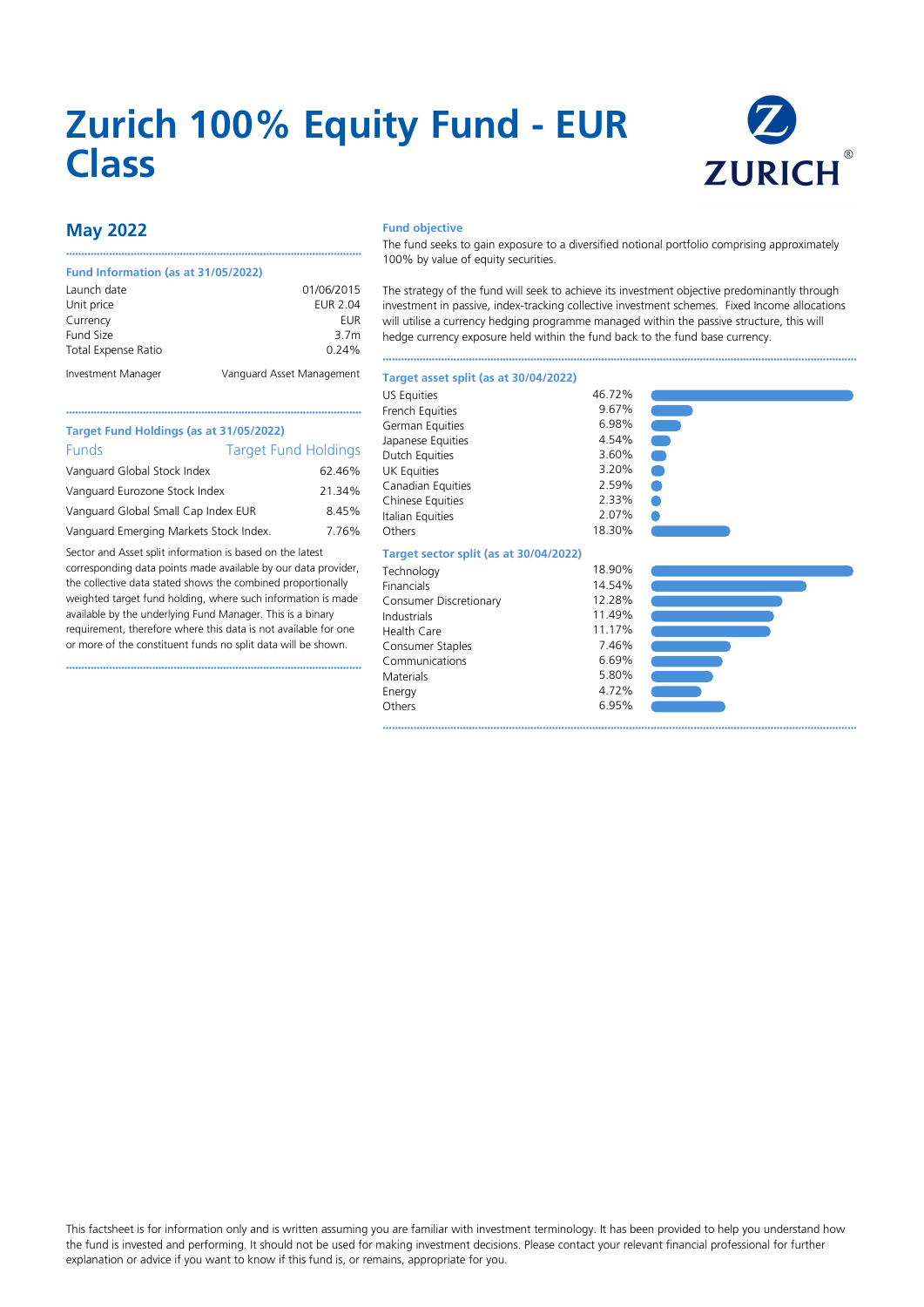# Zurich 100% Equity Fund - EUR Class

## May 2022

### Fund Information (as at 31/05/2022)

| | |
|---|---|
| Launch date | 01/06/2015 |
| Unit price | EUR 2.04 |
| Currency | EUR |
| Fund Size | 3.7m |
| Total Expense Ratio | 0.24% |
| Investment Manager | Vanguard Asset Management |

### Target Fund Holdings (as at 31/05/2022)

| Funds | Target Fund Holdings |
|---|---|
| Vanguard Global Stock Index | 62.46% |
| Vanguard Eurozone Stock Index | 21.34% |
| Vanguard Global Small Cap Index EUR | 8.45% |
| Vanguard Emerging Markets Stock Index. | 7.76% |

Sector and Asset split information is based on the latest corresponding data points made available by our data provider, the collective data stated shows the combined proportionally weighted target fund holding, where such information is made available by the underlying Fund Manager. This is a binary requirement, therefore where this data is not available for one or more of the constituent funds no split data will be shown.

### Fund objective

The fund seeks to gain exposure to a diversified notional portfolio comprising approximately 100% by value of equity securities.

The strategy of the fund will seek to achieve its investment objective predominantly through investment in passive, index-tracking collective investment schemes. Fixed Income allocations will utilise a currency hedging programme managed within the passive structure, this will hedge currency exposure held within the fund back to the fund base currency.

### Target asset split (as at 30/04/2022)

| | |
|---|---|
| US Equities | 46.72% |
| French Equities | 9.67% |
| German Equities | 6.98% |
| Japanese Equities | 4.54% |
| Dutch Equities | 3.60% |
| UK Equities | 3.20% |
| Canadian Equities | 2.59% |
| Chinese Equities | 2.33% |
| Italian Equities | 2.07% |
| Others | 18.30% |

### Target sector split (as at 30/04/2022)

| | |
|---|---|
| Technology | 18.90% |
| Financials | 14.54% |
| Consumer Discretionary | 12.28% |
| Industrials | 11.49% |
| Health Care | 11.17% |
| Consumer Staples | 7.46% |
| Communications | 6.69% |
| Materials | 5.80% |
| Energy | 4.72% |
| Others | 6.95% |

This factsheet is for information only and is written assuming you are familiar with investment terminology. It has been provided to help you understand how the fund is invested and performing. It should not be used for making investment decisions. Please contact your relevant financial professional for further explanation or advice if you want to know if this fund is, or remains, appropriate for you.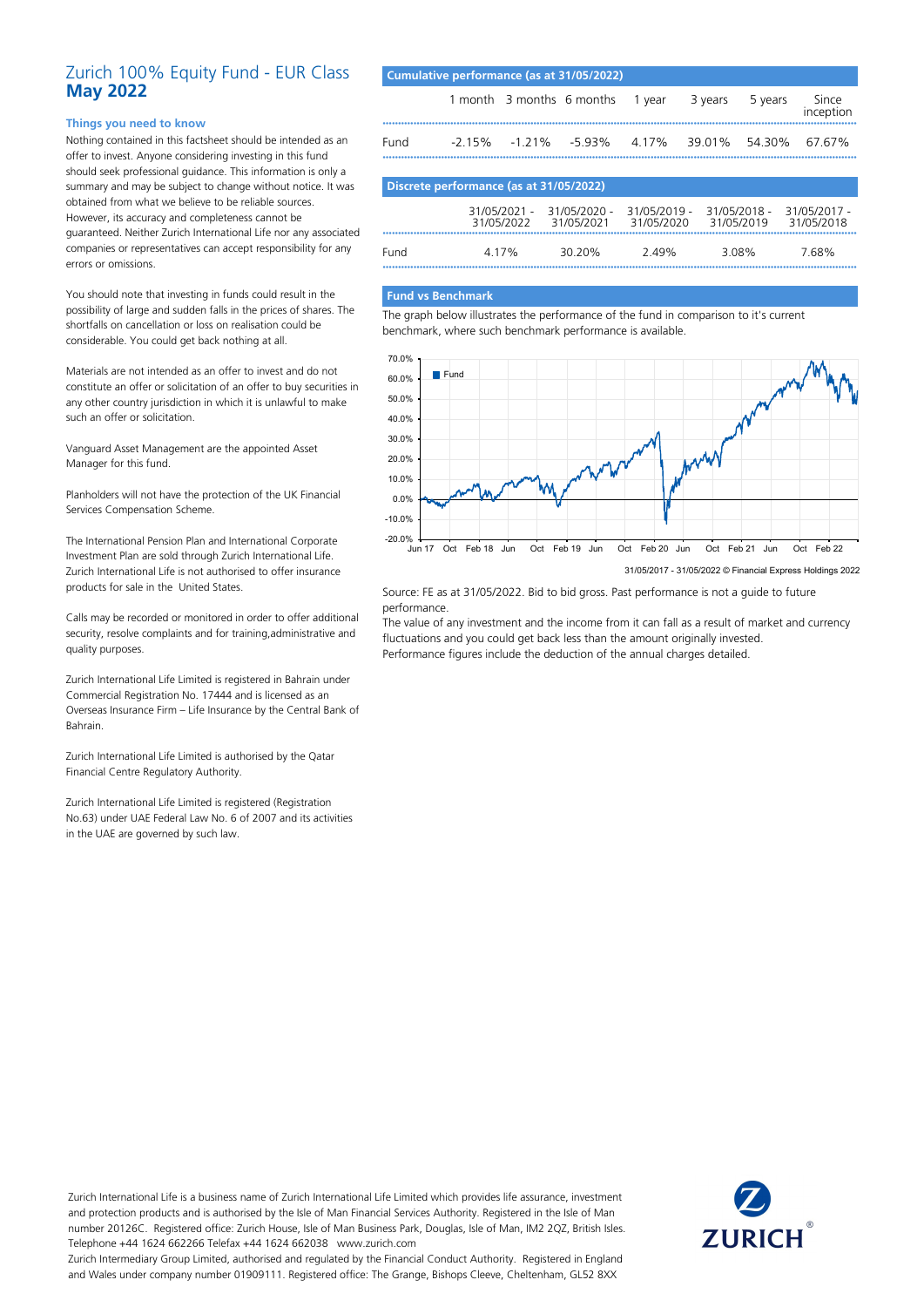# Zurich 100% Equity Fund - EUR Class
## May 2022

### Things you need to know

Nothing contained in this factsheet should be intended as an offer to invest. Anyone considering investing in this fund should seek professional guidance. This information is only a summary and may be subject to change without notice. It was obtained from what we believe to be reliable sources. However, its accuracy and completeness cannot be guaranteed. Neither Zurich International Life nor any associated companies or representatives can accept responsibility for any errors or omissions.

You should note that investing in funds could result in the possibility of large and sudden falls in the prices of shares. The shortfalls on cancellation or loss on realisation could be considerable. You could get back nothing at all.

Materials are not intended as an offer to invest and do not constitute an offer or solicitation of an offer to buy securities in any other country jurisdiction in which it is unlawful to make such an offer or solicitation.

Vanguard Asset Management are the appointed Asset Manager for this fund.

Planholders will not have the protection of the UK Financial Services Compensation Scheme.

The International Pension Plan and International Corporate Investment Plan are sold through Zurich International Life. Zurich International Life is not authorised to offer insurance products for sale in the United States.

Calls may be recorded or monitored in order to offer additional security, to resolve complaints and for training,administrative and quality purposes.

Zurich International Life Limited is registered in Bahrain under Commercial Registration No. 17444 and is licensed as an Overseas Insurance Firm – Life Insurance by the Central Bank of Bahrain.

Zurich International Life Limited is authorised by the Qatar Financial Centre Regulatory Authority.

Zurich International Life Limited is registered (Registration No.63) under UAE Federal Law No. 6 of 2007 and its activities in the UAE are governed by such law.

### Cumulative performance (as at 31/05/2022)

| | 1 month | 3 months | 6 months | 1 year | 3 years | 5 years | Since inception |
|---|---|---|---|---|---|---|---|
| Fund | -2.15% | -1.21% | -5.93% | 4.17% | 39.01% | 54.30% | 67.67% |

### Discrete performance (as at 31/05/2022)

| | 31/05/2021 - 31/05/2022 | 31/05/2020 - 31/05/2021 | 31/05/2019 - 31/05/2020 | 31/05/2018 - 31/05/2019 | 31/05/2017 - 31/05/2018 |
|---|---|---|---|---|---|
| Fund | 4.17% | 30.20% | 2.49% | 3.08% | 7.68% |

### Fund vs Benchmark

The graph below illustrates the performance of the fund in comparison to it's current benchmark, where such benchmark performance is available.

70.0%
60.0%
50.0%
40.0%
30.0%
20.0%
10.0%
0.0%
-10.0%
-20.0%

Fund

Jun 17 Oct Feb 18 Jun Oct Feb 19 Jun Oct Feb 20 Jun Oct Feb 21 Jun Oct Feb 22

31/05/2017 - 31/05/2022 © Financial Express Holdings 2022

Source: FE as at 31/05/2022. Bid to bid gross. Past performance is not a guide to future performance.
The value of any investment and the income from it can fall as a result of market and currency fluctuations and you could get back less than the amount originally invested.
Performance figures include the deduction of the annual charges detailed.

Zurich International Life is a business name of Zurich International Life Limited which provides life assurance, investment and protection products and is authorised by the Isle of Man Financial Services Authority. Registered in the Isle of Man number 20126C. Registered office: Zurich House, Isle of Man Business Park, Douglas, Isle of Man, IM2 2QZ, British Isles. Telephone +44 1624 662266 Telefax +44 1624 662038 www.zurich.com
Zurich Intermediary Group Limited, authorised and regulated by the Financial Conduct Authority. Registered in England and Wales under company number 01909111. Registered office: The Grange, Bishops Cleeve, Cheltenham, GL52 8XX

ZURICH®